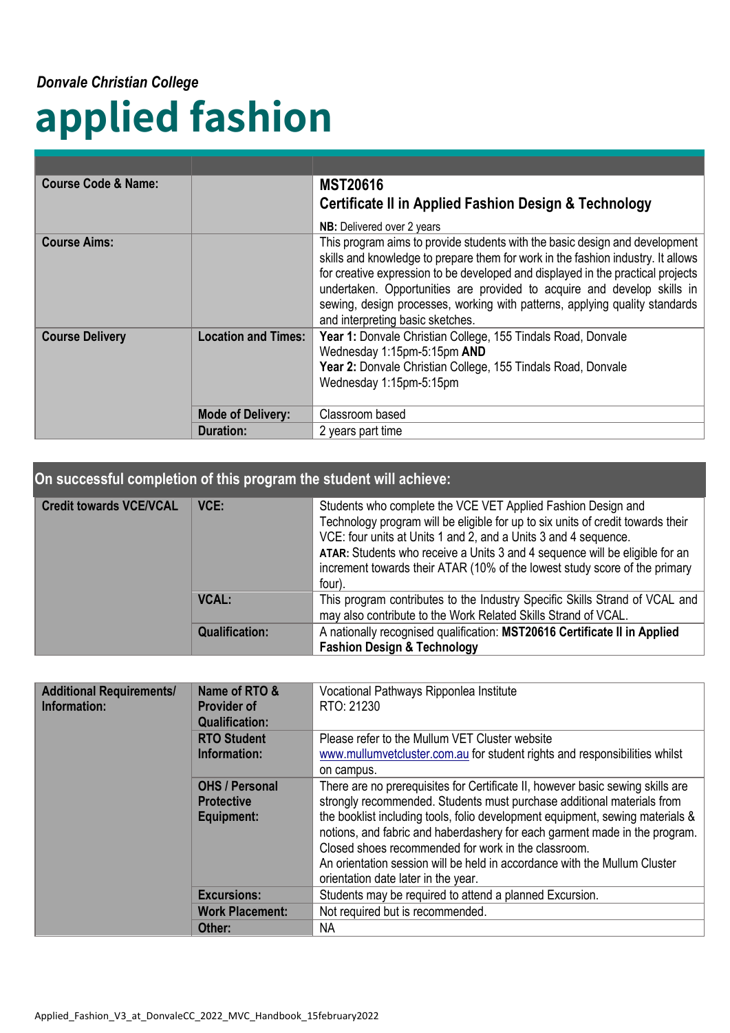*Donvale Christian College*

# applied fashion

| | | |
|---|---|---|
| **Course Code & Name:** | | **MST20616**<br>**Certificate II in Applied Fashion Design & Technology**<br>**NB:** Delivered over 2 years |
| **Course Aims:** | | This program aims to provide students with the basic design and development skills and knowledge to prepare them for work in the fashion industry. It allows for creative expression to be developed and displayed in the practical projects undertaken. Opportunities are provided to acquire and develop skills in sewing, design processes, working with patterns, applying quality standards and interpreting basic sketches. |
| **Course Delivery** | **Location and Times:** | **Year 1:** Donvale Christian College, 155 Tindals Road, Donvale<br>Wednesday 1:15pm-5:15pm **AND**<br>**Year 2:** Donvale Christian College, 155 Tindals Road, Donvale<br>Wednesday 1:15pm-5:15pm |
| | **Mode of Delivery:** | Classroom based |
| | **Duration:** | 2 years part time |

## On successful completion of this program the student will achieve:

| | | |
|---|---|---|
| **Credit towards VCE/VCAL** | **VCE:** | Students who complete the VCE VET Applied Fashion Design and Technology program will be eligible for up to six units of credit towards their VCE: four units at Units 1 and 2, and a Units 3 and 4 sequence.<br>**ATAR:** Students who receive a Units 3 and 4 sequence will be eligible for an increment towards their ATAR (10% of the lowest study score of the primary four). |
| | **VCAL:** | This program contributes to the Industry Specific Skills Strand of VCAL and may also contribute to the Work Related Skills Strand of VCAL. |
| | **Qualification:** | A nationally recognised qualification: **MST20616 Certificate II in Applied Fashion Design & Technology** |

| | | |
|---|---|---|
| **Additional Requirements/ Information:** | **Name of RTO & Provider of Qualification:** | Vocational Pathways Ripponlea Institute<br>RTO: 21230 |
| | **RTO Student Information:** | Please refer to the Mullum VET Cluster website www.mullumvetcluster.com.au for student rights and responsibilities whilst on campus. |
| | **OHS / Personal Protective Equipment:** | There are no prerequisites for Certificate II, however basic sewing skills are strongly recommended. Students must purchase additional materials from the booklist including tools, folio development equipment, sewing materials & notions, and fabric and haberdashery for each garment made in the program. Closed shoes recommended for work in the classroom.<br>An orientation session will be held in accordance with the Mullum Cluster orientation date later in the year. |
| | **Excursions:** | Students may be required to attend a planned Excursion. |
| | **Work Placement:** | Not required but is recommended. |
| | **Other:** | NA |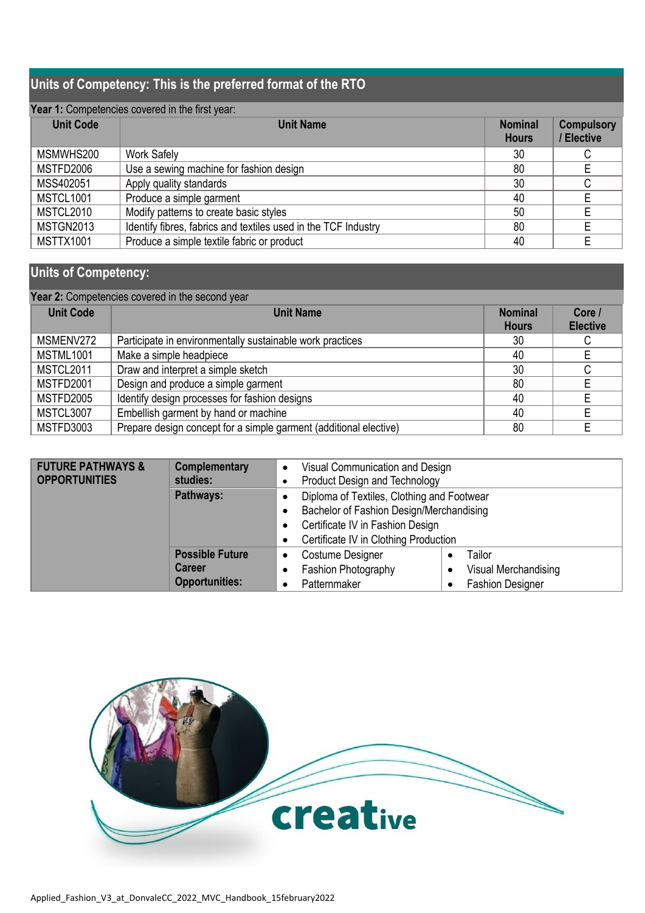## Units of Competency: This is the preferred format of the RTO

**Year 1:** Competencies covered in the first year:

| Unit Code | Unit Name | Nominal Hours | Compulsory / Elective |
|---|---|---|---|
| MSMWHS200 | Work Safely | 30 | C |
| MSTFD2006 | Use a sewing machine for fashion design | 80 | E |
| MSS402051 | Apply quality standards | 30 | C |
| MSTCL1001 | Produce a simple garment | 40 | E |
| MSTCL2010 | Modify patterns to create basic styles | 50 | E |
| MSTGN2013 | Identify fibres, fabrics and textiles used in the TCF Industry | 80 | E |
| MSTTX1001 | Produce a simple textile fabric or product | 40 | E |

## Units of Competency:

**Year 2:** Competencies covered in the second year

| Unit Code | Unit Name | Nominal Hours | Core / Elective |
|---|---|---|---|
| MSMENV272 | Participate in environmentally sustainable work practices | 30 | C |
| MSTML1001 | Make a simple headpiece | 40 | E |
| MSTCL2011 | Draw and interpret a simple sketch | 30 | C |
| MSTFD2001 | Design and produce a simple garment | 80 | E |
| MSTFD2005 | Identify design processes for fashion designs | 40 | E |
| MSTCL3007 | Embellish garment by hand or machine | 40 | E |
| MSTFD3003 | Prepare design concept for a simple garment (additional elective) | 80 | E |

| | | | |
|---|---|---|---|
| **FUTURE PATHWAYS & OPPORTUNITIES** | **Complementary studies:** | • Visual Communication and Design<br>• Product Design and Technology | |
| | **Pathways:** | • Diploma of Textiles, Clothing and Footwear<br>• Bachelor of Fashion Design/Merchandising<br>• Certificate IV in Fashion Design<br>• Certificate IV in Clothing Production | |
| | **Possible Future Career Opportunities:** | • Costume Designer<br>• Fashion Photography<br>• Patternmaker | • Tailor<br>• Visual Merchandising<br>• Fashion Designer |

creative